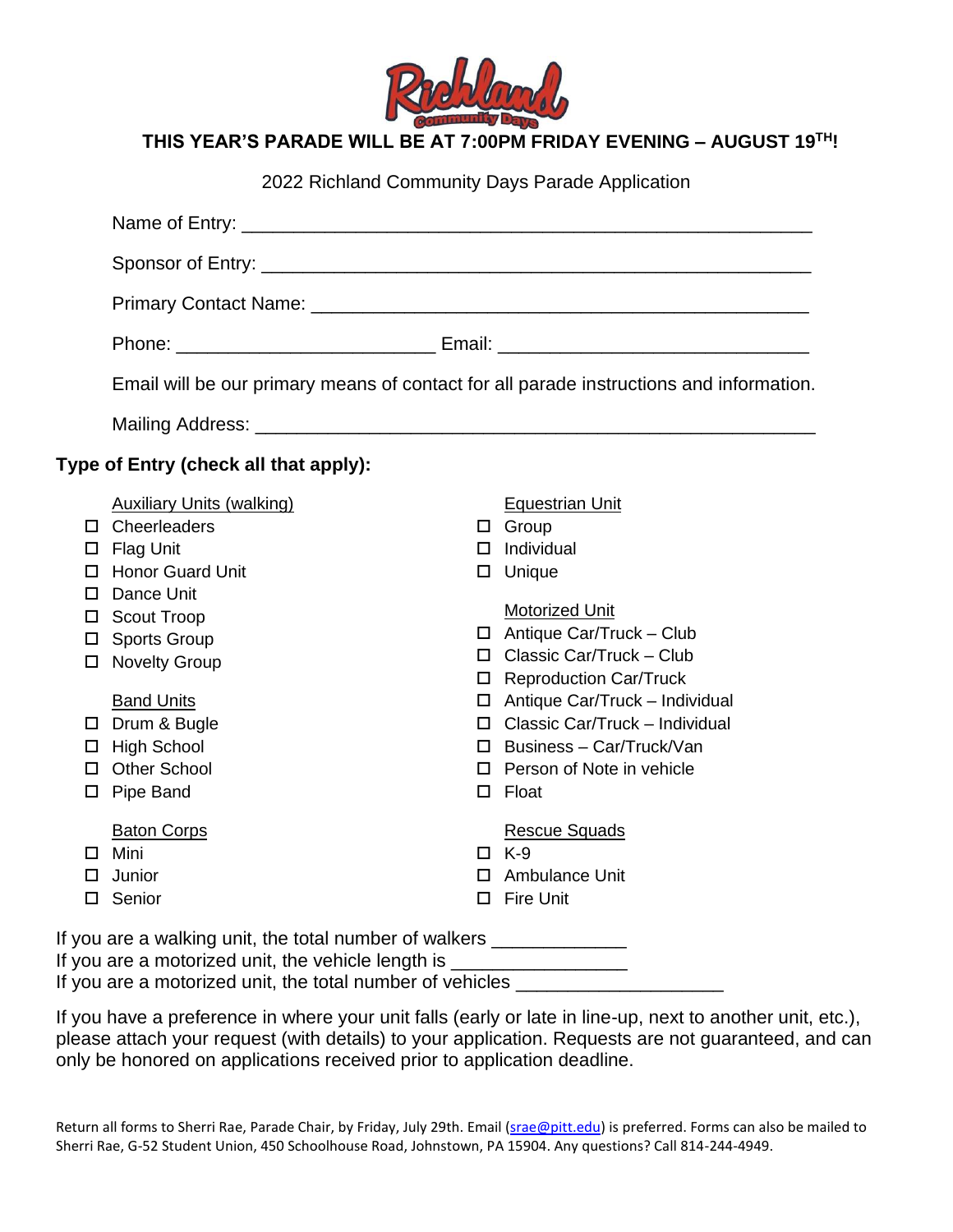# THIS YEAR'S PARADE WILL BE AT 7:00PM FRIDAY EVENING – AUGUST 19TH!

2022 Richland Community Days Parade Application

Name of Entry: ______________________________________________________

Sponsor of Entry: ____________________________________________________

Primary Contact Name: _______________________________________________

Phone: ________________________ Email: _____________________________

Email will be our primary means of contact for all parade instructions and information.

Mailing Address: _____________________________________________________

**Type of Entry (check all that apply):**

Auxiliary Units (walking)

- ☐ Cheerleaders
- ☐ Flag Unit
- ☐ Honor Guard Unit
- ☐ Dance Unit
- ☐ Scout Troop
- ☐ Sports Group
- ☐ Novelty Group

Band Units

- ☐ Drum & Bugle
- ☐ High School
- ☐ Other School
- ☐ Pipe Band

Baton Corps

- ☐ Mini
- ☐ Junior
- ☐ Senior

Equestrian Unit

- ☐ Group
- ☐ Individual
- ☐ Unique

Motorized Unit

- ☐ Antique Car/Truck – Club
- ☐ Classic Car/Truck – Club
- ☐ Reproduction Car/Truck
- ☐ Antique Car/Truck – Individual
- ☐ Classic Car/Truck – Individual
- ☐ Business – Car/Truck/Van
- ☐ Person of Note in vehicle
- ☐ Float

Rescue Squads

- ☐ K-9
- ☐ Ambulance Unit
- ☐ Fire Unit

If you are a walking unit, the total number of walkers ____________
If you are a motorized unit, the vehicle length is ________________
If you are a motorized unit, the total number of vehicles ___________________

If you have a preference in where your unit falls (early or late in line-up, next to another unit, etc.), please attach your request (with details) to your application. Requests are not guaranteed, and can only be honored on applications received prior to application deadline.

Return all forms to Sherri Rae, Parade Chair, by Friday, July 29th. Email (srae@pitt.edu) is preferred. Forms can also be mailed to Sherri Rae, G-52 Student Union, 450 Schoolhouse Road, Johnstown, PA 15904. Any questions? Call 814-244-4949.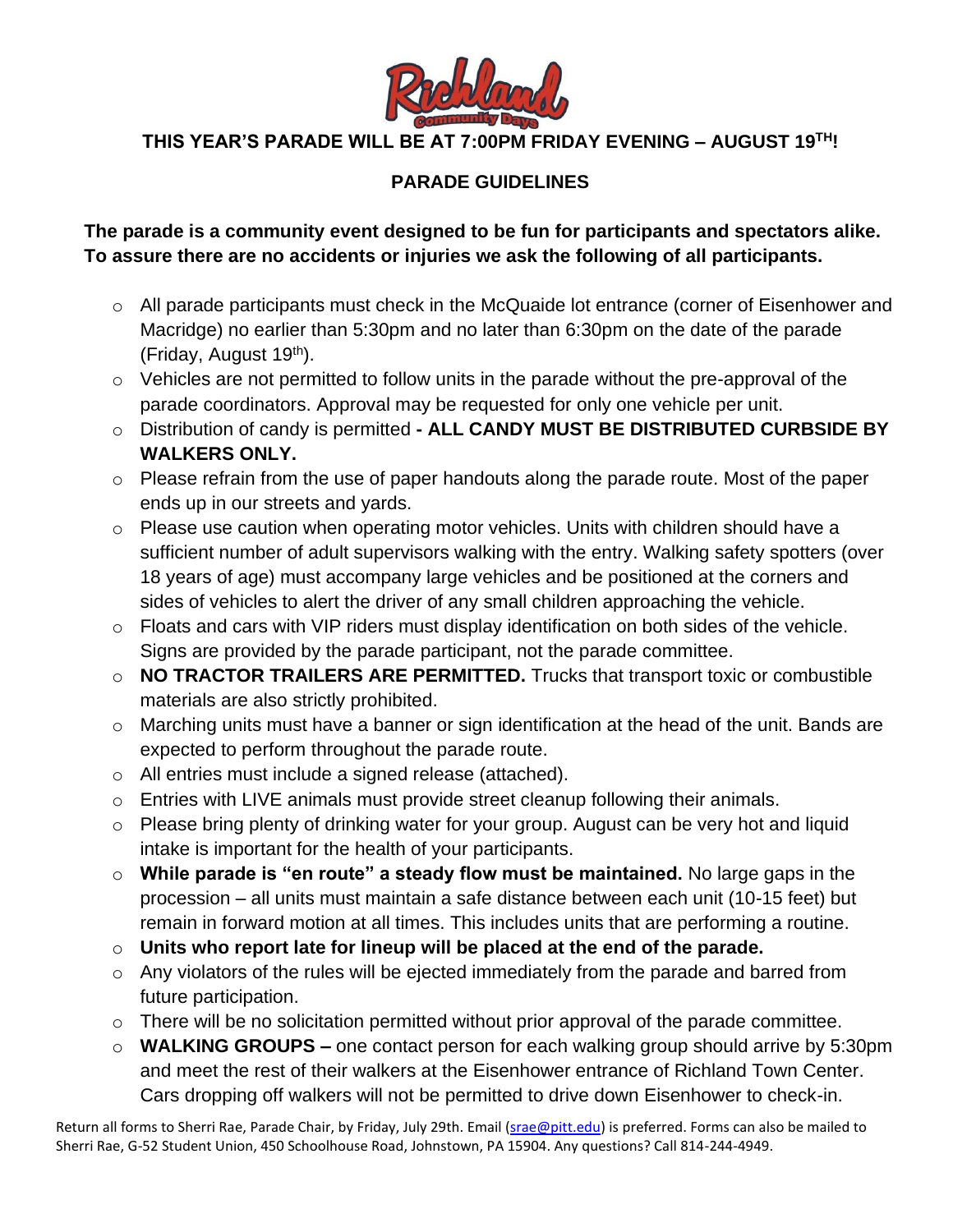**THIS YEAR'S PARADE WILL BE AT 7:00PM FRIDAY EVENING – AUGUST 19TH!**

## PARADE GUIDELINES

**The parade is a community event designed to be fun for participants and spectators alike. To assure there are no accidents or injuries we ask the following of all participants.**

- All parade participants must check in the McQuaide lot entrance (corner of Eisenhower and Macridge) no earlier than 5:30pm and no later than 6:30pm on the date of the parade (Friday, August 19th).
- Vehicles are not permitted to follow units in the parade without the pre-approval of the parade coordinators. Approval may be requested for only one vehicle per unit.
- Distribution of candy is permitted **- ALL CANDY MUST BE DISTRIBUTED CURBSIDE BY WALKERS ONLY.**
- Please refrain from the use of paper handouts along the parade route. Most of the paper ends up in our streets and yards.
- Please use caution when operating motor vehicles. Units with children should have a sufficient number of adult supervisors walking with the entry. Walking safety spotters (over 18 years of age) must accompany large vehicles and be positioned at the corners and sides of vehicles to alert the driver of any small children approaching the vehicle.
- Floats and cars with VIP riders must display identification on both sides of the vehicle. Signs are provided by the parade participant, not the parade committee.
- **NO TRACTOR TRAILERS ARE PERMITTED.** Trucks that transport toxic or combustible materials are also strictly prohibited.
- Marching units must have a banner or sign identification at the head of the unit. Bands are expected to perform throughout the parade route.
- All entries must include a signed release (attached).
- Entries with LIVE animals must provide street cleanup following their animals.
- Please bring plenty of drinking water for your group. August can be very hot and liquid intake is important for the health of your participants.
- **While parade is "en route" a steady flow must be maintained.** No large gaps in the procession – all units must maintain a safe distance between each unit (10-15 feet) but remain in forward motion at all times. This includes units that are performing a routine.
- **Units who report late for lineup will be placed at the end of the parade.**
- Any violators of the rules will be ejected immediately from the parade and barred from future participation.
- There will be no solicitation permitted without prior approval of the parade committee.
- **WALKING GROUPS –** one contact person for each walking group should arrive by 5:30pm and meet the rest of their walkers at the Eisenhower entrance of Richland Town Center. Cars dropping off walkers will not be permitted to drive down Eisenhower to check-in.

Return all forms to Sherri Rae, Parade Chair, by Friday, July 29th. Email (srae@pitt.edu) is preferred. Forms can also be mailed to Sherri Rae, G-52 Student Union, 450 Schoolhouse Road, Johnstown, PA 15904. Any questions? Call 814-244-4949.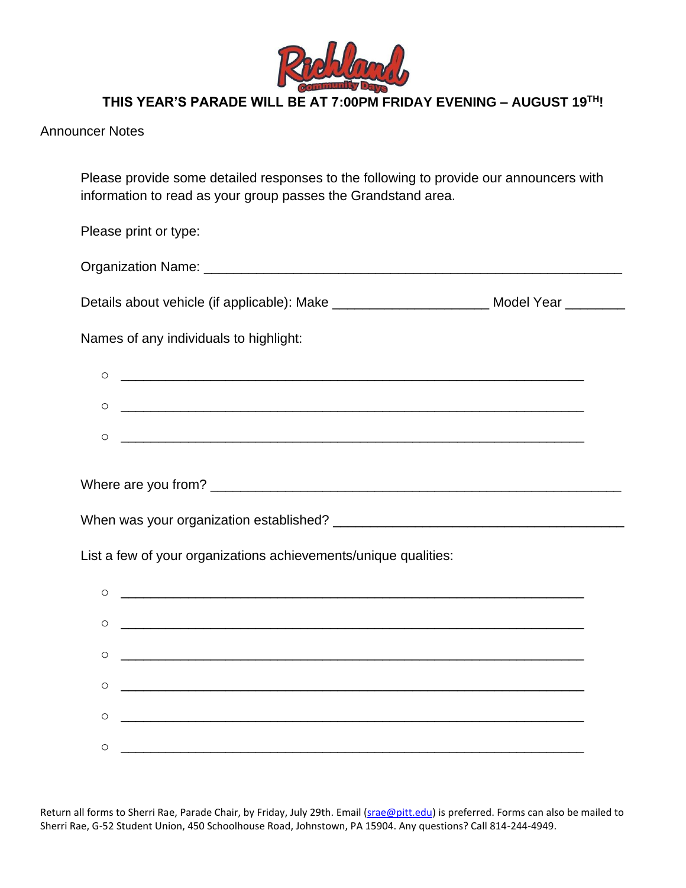Richland Community Days

**THIS YEAR'S PARADE WILL BE AT 7:00PM FRIDAY EVENING – AUGUST 19TH!**

Announcer Notes

Please provide some detailed responses to the following to provide our announcers with information to read as your group passes the Grandstand area.

Please print or type:

Organization Name: ___________________________________________________________

Details about vehicle (if applicable): Make _____________________ Model Year ________

Names of any individuals to highlight:

- ________________________________________________________________
- ________________________________________________________________
- ________________________________________________________________

Where are you from? _________________________________________________________

When was your organization established? _______________________________________

List a few of your organizations achievements/unique qualities:

- ________________________________________________________________
- ________________________________________________________________
- ________________________________________________________________
- ________________________________________________________________
- ________________________________________________________________
- ________________________________________________________________

Return all forms to Sherri Rae, Parade Chair, by Friday, July 29th. Email (srae@pitt.edu) is preferred. Forms can also be mailed to Sherri Rae, G-52 Student Union, 450 Schoolhouse Road, Johnstown, PA 15904. Any questions? Call 814-244-4949.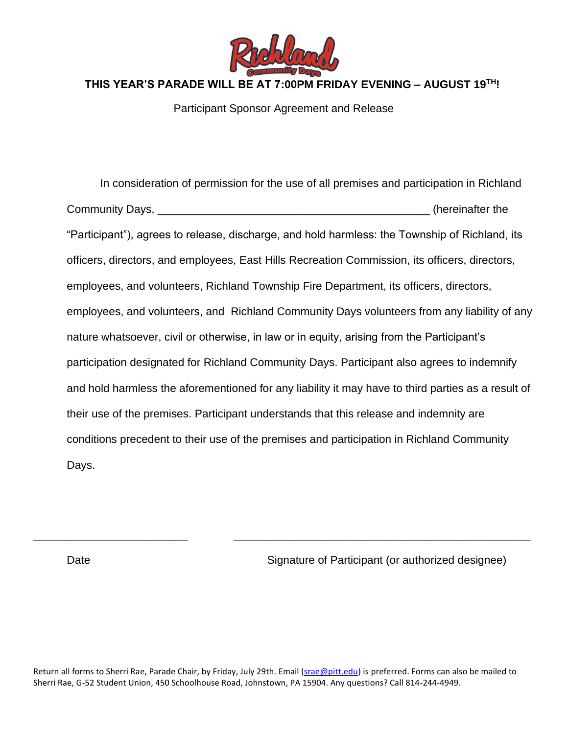**THIS YEAR'S PARADE WILL BE AT 7:00PM FRIDAY EVENING – AUGUST 19TH!**

Participant Sponsor Agreement and Release

In consideration of permission for the use of all premises and participation in Richland Community Days, ____________________________________________ (hereinafter the "Participant"), agrees to release, discharge, and hold harmless: the Township of Richland, its officers, directors, and employees, East Hills Recreation Commission, its officers, directors, employees, and volunteers, Richland Township Fire Department, its officers, directors, employees, and volunteers, and Richland Community Days volunteers from any liability of any nature whatsoever, civil or otherwise, in law or in equity, arising from the Participant's participation designated for Richland Community Days. Participant also agrees to indemnify and hold harmless the aforementioned for any liability it may have to third parties as a result of their use of the premises. Participant understands that this release and indemnity are conditions precedent to their use of the premises and participation in Richland Community Days.

_________________________ &nbsp;&nbsp;&nbsp;&nbsp; ________________________________________________

Date &nbsp;&nbsp;&nbsp;&nbsp; Signature of Participant (or authorized designee)

Return all forms to Sherri Rae, Parade Chair, by Friday, July 29th. Email (srae@pitt.edu) is preferred. Forms can also be mailed to Sherri Rae, G-52 Student Union, 450 Schoolhouse Road, Johnstown, PA 15904. Any questions? Call 814-244-4949.